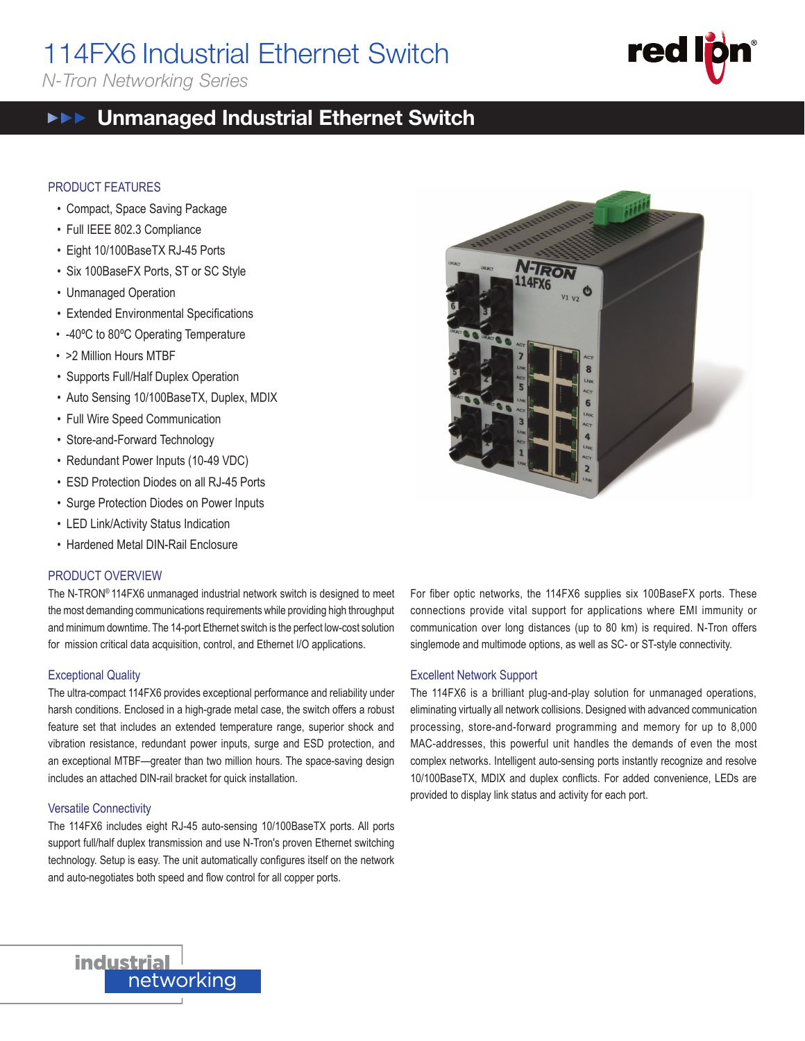# 114FX6 Industrial Ethernet Switch

*N-Tron Networking Series*

## Unmanaged Industrial Ethernet Switch

### PRODUCT FEATURES

- Compact, Space Saving Package
- Full IEEE 802.3 Compliance
- Eight 10/100BaseTX RJ-45 Ports
- Six 100BaseFX Ports, ST or SC Style
- Unmanaged Operation
- Extended Environmental Specifications
- -40ºC to 80ºC Operating Temperature
- >2 Million Hours MTBF
- Supports Full/Half Duplex Operation
- Auto Sensing 10/100BaseTX, Duplex, MDIX
- Full Wire Speed Communication
- Store-and-Forward Technology
- Redundant Power Inputs (10-49 VDC)
- ESD Protection Diodes on all RJ-45 Ports
- Surge Protection Diodes on Power Inputs
- LED Link/Activity Status Indication
- Hardened Metal DIN-Rail Enclosure

### PRODUCT OVERVIEW

The N-TRON® 114FX6 unmanaged industrial network switch is designed to meet the most demanding communications requirements while providing high throughput and minimum downtime. The 14-port Ethernet switch is the perfect low-cost solution for mission critical data acquisition, control, and Ethernet I/O applications.

### Exceptional Quality

The ultra-compact 114FX6 provides exceptional performance and reliability under harsh conditions. Enclosed in a high-grade metal case, the switch offers a robust feature set that includes an extended temperature range, superior shock and vibration resistance, redundant power inputs, surge and ESD protection, and an exceptional MTBF—greater than two million hours. The space-saving design includes an attached DIN-rail bracket for quick installation.

### Versatile Connectivity

The 114FX6 includes eight RJ-45 auto-sensing 10/100BaseTX ports. All ports support full/half duplex transmission and use N-Tron's proven Ethernet switching technology. Setup is easy. The unit automatically configures itself on the network and auto-negotiates both speed and flow control for all copper ports.

For fiber optic networks, the 114FX6 supplies six 100BaseFX ports. These connections provide vital support for applications where EMI immunity or communication over long distances (up to 80 km) is required. N-Tron offers singlemode and multimode options, as well as SC- or ST-style connectivity.

### Excellent Network Support

The 114FX6 is a brilliant plug-and-play solution for unmanaged operations, eliminating virtually all network collisions. Designed with advanced communication processing, store-and-forward programming and memory for up to 8,000 MAC-addresses, this powerful unit handles the demands of even the most complex networks. Intelligent auto-sensing ports instantly recognize and resolve 10/100BaseTX, MDIX and duplex conflicts. For added convenience, LEDs are provided to display link status and activity for each port.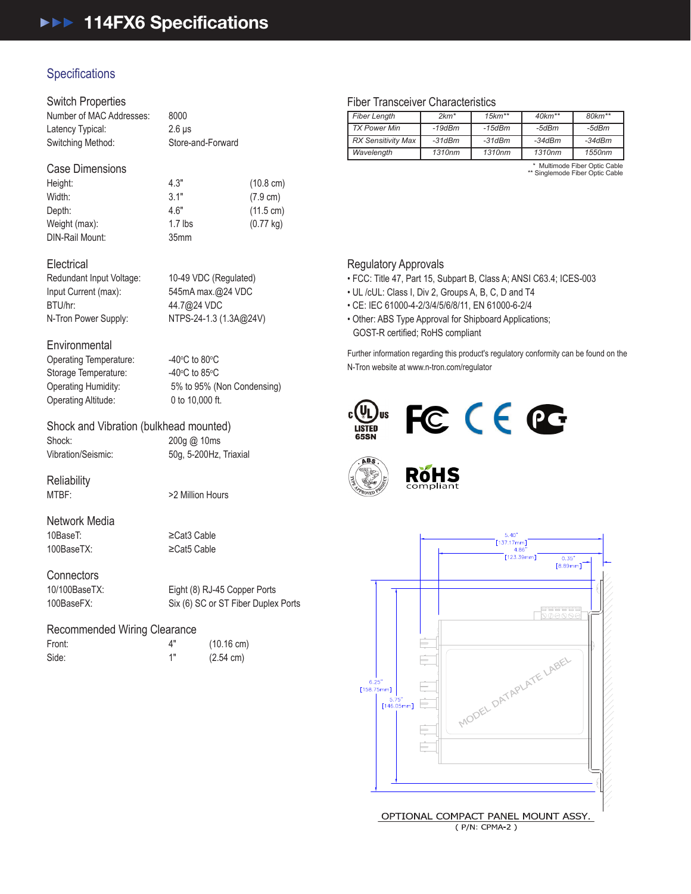# 114FX6 Specifications

## Specifications

### Switch Properties

| | |
|---|---|
| Number of MAC Addresses: | 8000 |
| Latency Typical: | 2.6 µs |
| Switching Method: | Store-and-Forward |

### Case Dimensions

| | | |
|---|---|---|
| Height: | 4.3" | (10.8 cm) |
| Width: | 3.1" | (7.9 cm) |
| Depth: | 4.6" | (11.5 cm) |
| Weight (max): | 1.7 lbs | (0.77 kg) |
| DIN-Rail Mount: | 35mm | |

### Electrical

| | |
|---|---|
| Redundant Input Voltage: | 10-49 VDC (Regulated) |
| Input Current (max): | 545mA max.@24 VDC |
| BTU/hr: | 44.7@24 VDC |
| N-Tron Power Supply: | NTPS-24-1.3 (1.3A@24V) |

### Environmental

| | |
|---|---|
| Operating Temperature: | -40°C to 80°C |
| Storage Temperature: | -40°C to 85°C |
| Operating Humidity: | 5% to 95% (Non Condensing) |
| Operating Altitude: | 0 to 10,000 ft. |

### Shock and Vibration (bulkhead mounted)

| | |
|---|---|
| Shock: | 200g @ 10ms |
| Vibration/Seismic: | 50g, 5-200Hz, Triaxial |

### Reliability

| | |
|---|---|
| MTBF: | >2 Million Hours |

### Network Media

| | |
|---|---|
| 10BaseT: | ≥Cat3 Cable |
| 100BaseTX: | ≥Cat5 Cable |

### Connectors

| | |
|---|---|
| 10/100BaseTX: | Eight (8) RJ-45 Copper Ports |
| 100BaseFX: | Six (6) SC or ST Fiber Duplex Ports |

### Recommended Wiring Clearance

| | | |
|---|---|---|
| Front: | 4" | (10.16 cm) |
| Side: | 1" | (2.54 cm) |

### Fiber Transceiver Characteristics

| Fiber Length | 2km* | 15km** | 40km** | 80km** |
|---|---|---|---|---|
| TX Power Min | -19dBm | -15dBm | -5dBm | -5dBm |
| RX Sensitivity Max | -31dBm | -31dBm | -34dBm | -34dBm |
| Wavelength | 1310nm | 1310nm | 1310nm | 1550nm |

\* Multimode Fiber Optic Cable
\*\* Singlemode Fiber Optic Cable

### Regulatory Approvals

- FCC: Title 47, Part 15, Subpart B, Class A; ANSI C63.4; ICES-003
- UL /cUL: Class I, Div 2, Groups A, B, C, D and T4
- CE: IEC 61000-4-2/3/4/5/6/8/11, EN 61000-6-2/4
- Other: ABS Type Approval for Shipboard Applications; GOST-R certified; RoHS compliant

Further information regarding this product's regulatory conformity can be found on the N-Tron website at www.n-tron.com/regulator

c UL us LISTED 65SN

RoHS compliant

5.40" [137.17mm]
4.86" [123.39mm]
0.35" [8.89mm]
6.25" [158.75mm]
5.75" [146.05mm]
MODEL DATAPLATE LABEL

OPTIONAL COMPACT PANEL MOUNT ASSY.
( P/N: CPMA-2 )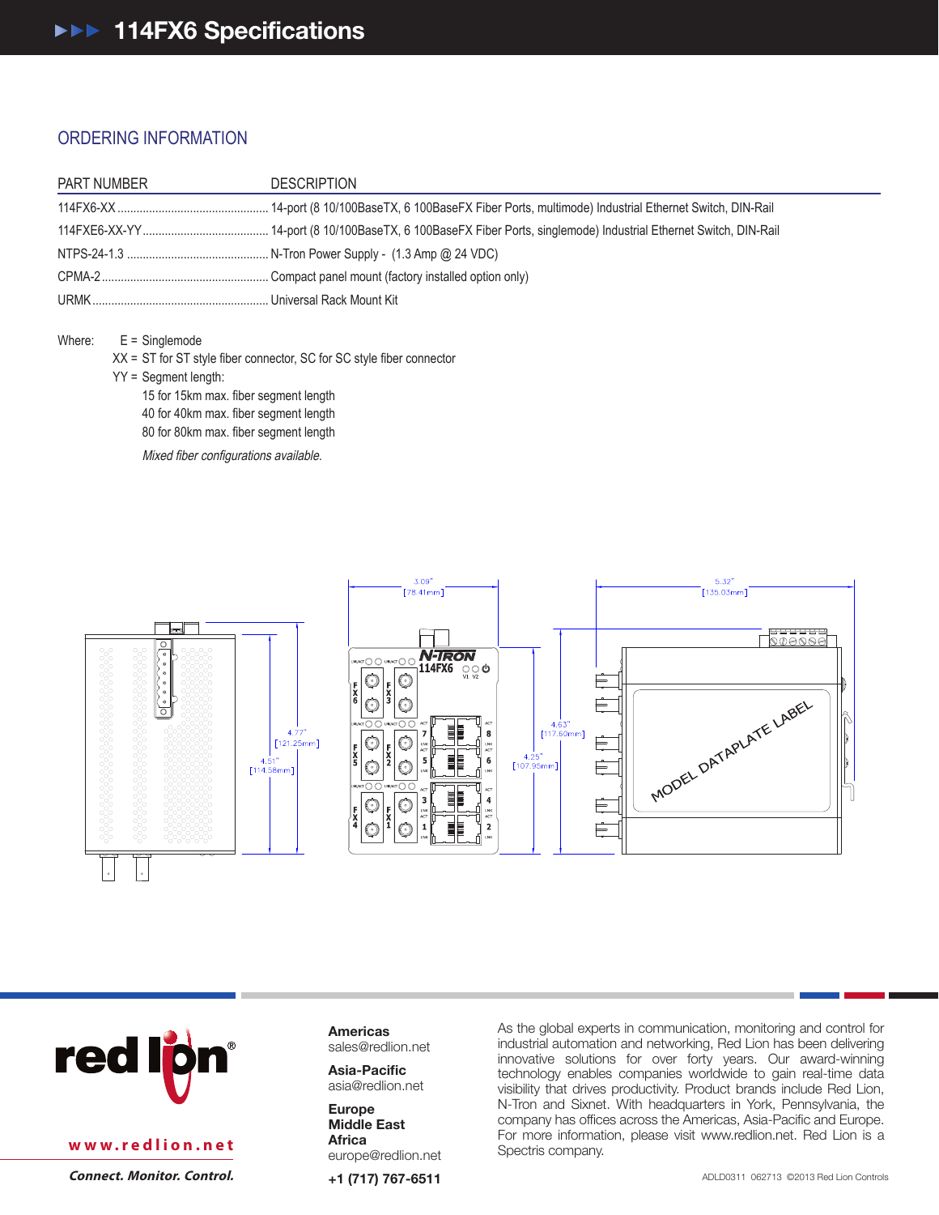# 114FX6 Specifications

## ORDERING INFORMATION

| PART NUMBER | DESCRIPTION |
|---|---|
| 114FX6-XX | 14-port (8 10/100BaseTX, 6 100BaseFX Fiber Ports, multimode) Industrial Ethernet Switch, DIN-Rail |
| 114FXE6-XX-YY | 14-port (8 10/100BaseTX, 6 100BaseFX Fiber Ports, singlemode) Industrial Ethernet Switch, DIN-Rail |
| NTPS-24-1.3 | N-Tron Power Supply - (1.3 Amp @ 24 VDC) |
| CPMA-2 | Compact panel mount (factory installed option only) |
| URMK | Universal Rack Mount Kit |

Where: E = Singlemode

XX = ST for ST style fiber connector, SC for SC style fiber connector

YY = Segment length:

15 for 15km max. fiber segment length

40 for 40km max. fiber segment length

80 for 80km max. fiber segment length

*Mixed fiber configurations available.*

3.09" [78.41mm]

5.32" [135.03mm]

4.77" [121.25mm]

4.51" [114.58mm]

4.63" [117.60mm]

4.25" [107.95mm]

N-TRON 114FX6

MODEL DATAPLATE LABEL

**Americas**
sales@redlion.net

**Asia-Pacific**
asia@redlion.net

**Europe**
**Middle East**
**Africa**
europe@redlion.net

**+1 (717) 767-6511**

www.redlion.net

*Connect. Monitor. Control.*

As the global experts in communication, monitoring and control for industrial automation and networking, Red Lion has been delivering innovative solutions for over forty years. Our award-winning technology enables companies worldwide to gain real-time data visibility that drives productivity. Product brands include Red Lion, N-Tron and Sixnet. With headquarters in York, Pennsylvania, the company has offices across the Americas, Asia-Pacific and Europe. For more information, please visit www.redlion.net. Red Lion is a Spectris company.

ADLD0311 062713 ©2013 Red Lion Controls